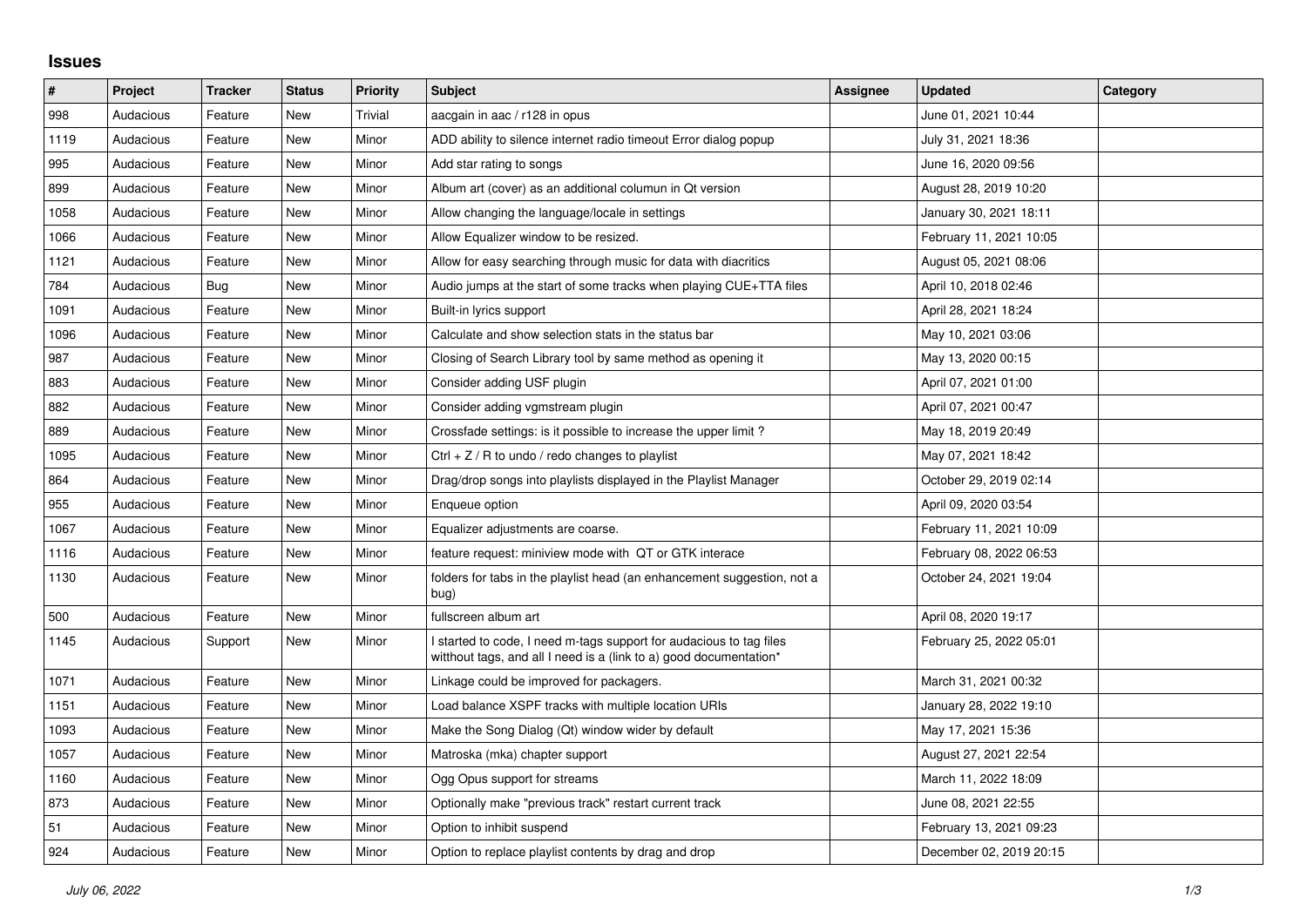## Issues

| # | Project | Tracker | Status | Priority | Subject | Assignee | Updated | Category |
|---|---|---|---|---|---|---|---|---|
| 998 | Audacious | Feature | New | Trivial | aacgain in aac / r128 in opus | | June 01, 2021 10:44 | |
| 1119 | Audacious | Feature | New | Minor | ADD ability to silence internet radio timeout Error dialog popup | | July 31, 2021 18:36 | |
| 995 | Audacious | Feature | New | Minor | Add star rating to songs | | June 16, 2020 09:56 | |
| 899 | Audacious | Feature | New | Minor | Album art (cover) as an additional columun in Qt version | | August 28, 2019 10:20 | |
| 1058 | Audacious | Feature | New | Minor | Allow changing the language/locale in settings | | January 30, 2021 18:11 | |
| 1066 | Audacious | Feature | New | Minor | Allow Equalizer window to be resized. | | February 11, 2021 10:05 | |
| 1121 | Audacious | Feature | New | Minor | Allow for easy searching through music for data with diacritics | | August 05, 2021 08:06 | |
| 784 | Audacious | Bug | New | Minor | Audio jumps at the start of some tracks when playing CUE+TTA files | | April 10, 2018 02:46 | |
| 1091 | Audacious | Feature | New | Minor | Built-in lyrics support | | April 28, 2021 18:24 | |
| 1096 | Audacious | Feature | New | Minor | Calculate and show selection stats in the status bar | | May 10, 2021 03:06 | |
| 987 | Audacious | Feature | New | Minor | Closing of Search Library tool by same method as opening it | | May 13, 2020 00:15 | |
| 883 | Audacious | Feature | New | Minor | Consider adding USF plugin | | April 07, 2021 01:00 | |
| 882 | Audacious | Feature | New | Minor | Consider adding vgmstream plugin | | April 07, 2021 00:47 | |
| 889 | Audacious | Feature | New | Minor | Crossfade settings: is it possible to increase the upper limit ? | | May 18, 2019 20:49 | |
| 1095 | Audacious | Feature | New | Minor | Ctrl + Z / R to undo / redo changes to playlist | | May 07, 2021 18:42 | |
| 864 | Audacious | Feature | New | Minor | Drag/drop songs into playlists displayed in the Playlist Manager | | October 29, 2019 02:14 | |
| 955 | Audacious | Feature | New | Minor | Enqueue option | | April 09, 2020 03:54 | |
| 1067 | Audacious | Feature | New | Minor | Equalizer adjustments are coarse. | | February 11, 2021 10:09 | |
| 1116 | Audacious | Feature | New | Minor | feature request: miniview mode with QT or GTK interace | | February 08, 2022 06:53 | |
| 1130 | Audacious | Feature | New | Minor | folders for tabs in the playlist head (an enhancement suggestion, not a bug) | | October 24, 2021 19:04 | |
| 500 | Audacious | Feature | New | Minor | fullscreen album art | | April 08, 2020 19:17 | |
| 1145 | Audacious | Support | New | Minor | I started to code, I need m-tags support for audacious to tag files witthout tags, and all I need is a (link to a) good documentation* | | February 25, 2022 05:01 | |
| 1071 | Audacious | Feature | New | Minor | Linkage could be improved for packagers. | | March 31, 2021 00:32 | |
| 1151 | Audacious | Feature | New | Minor | Load balance XSPF tracks with multiple location URIs | | January 28, 2022 19:10 | |
| 1093 | Audacious | Feature | New | Minor | Make the Song Dialog (Qt) window wider by default | | May 17, 2021 15:36 | |
| 1057 | Audacious | Feature | New | Minor | Matroska (mka) chapter support | | August 27, 2021 22:54 | |
| 1160 | Audacious | Feature | New | Minor | Ogg Opus support for streams | | March 11, 2022 18:09 | |
| 873 | Audacious | Feature | New | Minor | Optionally make "previous track" restart current track | | June 08, 2021 22:55 | |
| 51 | Audacious | Feature | New | Minor | Option to inhibit suspend | | February 13, 2021 09:23 | |
| 924 | Audacious | Feature | New | Minor | Option to replace playlist contents by drag and drop | | December 02, 2019 20:15 | |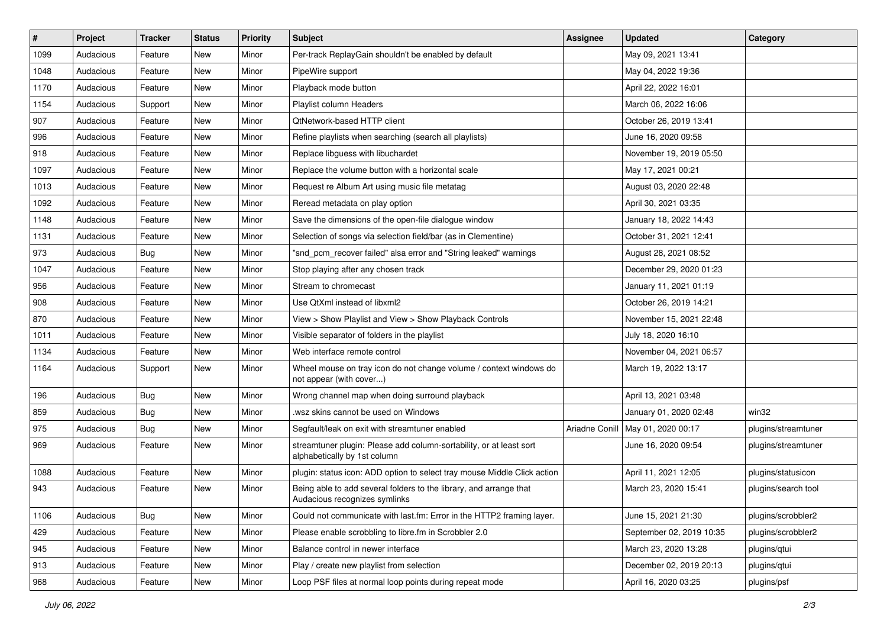| # | Project | Tracker | Status | Priority | Subject | Assignee | Updated | Category |
|---|---|---|---|---|---|---|---|---|
| 1099 | Audacious | Feature | New | Minor | Per-track ReplayGain shouldn't be enabled by default | | May 09, 2021 13:41 | |
| 1048 | Audacious | Feature | New | Minor | PipeWire support | | May 04, 2022 19:36 | |
| 1170 | Audacious | Feature | New | Minor | Playback mode button | | April 22, 2022 16:01 | |
| 1154 | Audacious | Support | New | Minor | Playlist column Headers | | March 06, 2022 16:06 | |
| 907 | Audacious | Feature | New | Minor | QtNetwork-based HTTP client | | October 26, 2019 13:41 | |
| 996 | Audacious | Feature | New | Minor | Refine playlists when searching (search all playlists) | | June 16, 2020 09:58 | |
| 918 | Audacious | Feature | New | Minor | Replace libguess with libuchardet | | November 19, 2019 05:50 | |
| 1097 | Audacious | Feature | New | Minor | Replace the volume button with a horizontal scale | | May 17, 2021 00:21 | |
| 1013 | Audacious | Feature | New | Minor | Request re Album Art using music file metatag | | August 03, 2020 22:48 | |
| 1092 | Audacious | Feature | New | Minor | Reread metadata on play option | | April 30, 2021 03:35 | |
| 1148 | Audacious | Feature | New | Minor | Save the dimensions of the open-file dialogue window | | January 18, 2022 14:43 | |
| 1131 | Audacious | Feature | New | Minor | Selection of songs via selection field/bar (as in Clementine) | | October 31, 2021 12:41 | |
| 973 | Audacious | Bug | New | Minor | "snd_pcm_recover failed" alsa error and "String leaked" warnings | | August 28, 2021 08:52 | |
| 1047 | Audacious | Feature | New | Minor | Stop playing after any chosen track | | December 29, 2020 01:23 | |
| 956 | Audacious | Feature | New | Minor | Stream to chromecast | | January 11, 2021 01:19 | |
| 908 | Audacious | Feature | New | Minor | Use QtXml instead of libxml2 | | October 26, 2019 14:21 | |
| 870 | Audacious | Feature | New | Minor | View > Show Playlist and View > Show Playback Controls | | November 15, 2021 22:48 | |
| 1011 | Audacious | Feature | New | Minor | Visible separator of folders in the playlist | | July 18, 2020 16:10 | |
| 1134 | Audacious | Feature | New | Minor | Web interface remote control | | November 04, 2021 06:57 | |
| 1164 | Audacious | Support | New | Minor | Wheel mouse on tray icon do not change volume / context windows do not appear (with cover...) | | March 19, 2022 13:17 | |
| 196 | Audacious | Bug | New | Minor | Wrong channel map when doing surround playback | | April 13, 2021 03:48 | |
| 859 | Audacious | Bug | New | Minor | .wsz skins cannot be used on Windows | | January 01, 2020 02:48 | win32 |
| 975 | Audacious | Bug | New | Minor | Segfault/leak on exit with streamtuner enabled | Ariadne Conill | May 01, 2020 00:17 | plugins/streamtuner |
| 969 | Audacious | Feature | New | Minor | streamtuner plugin: Please add column-sortability, or at least sort alphabetically by 1st column | | June 16, 2020 09:54 | plugins/streamtuner |
| 1088 | Audacious | Feature | New | Minor | plugin: status icon: ADD option to select tray mouse Middle Click action | | April 11, 2021 12:05 | plugins/statusicon |
| 943 | Audacious | Feature | New | Minor | Being able to add several folders to the library, and arrange that Audacious recognizes symlinks | | March 23, 2020 15:41 | plugins/search tool |
| 1106 | Audacious | Bug | New | Minor | Could not communicate with last.fm: Error in the HTTP2 framing layer. | | June 15, 2021 21:30 | plugins/scrobbler2 |
| 429 | Audacious | Feature | New | Minor | Please enable scrobbling to libre.fm in Scrobbler 2.0 | | September 02, 2019 10:35 | plugins/scrobbler2 |
| 945 | Audacious | Feature | New | Minor | Balance control in newer interface | | March 23, 2020 13:28 | plugins/qtui |
| 913 | Audacious | Feature | New | Minor | Play / create new playlist from selection | | December 02, 2019 20:13 | plugins/qtui |
| 968 | Audacious | Feature | New | Minor | Loop PSF files at normal loop points during repeat mode | | April 16, 2020 03:25 | plugins/psf |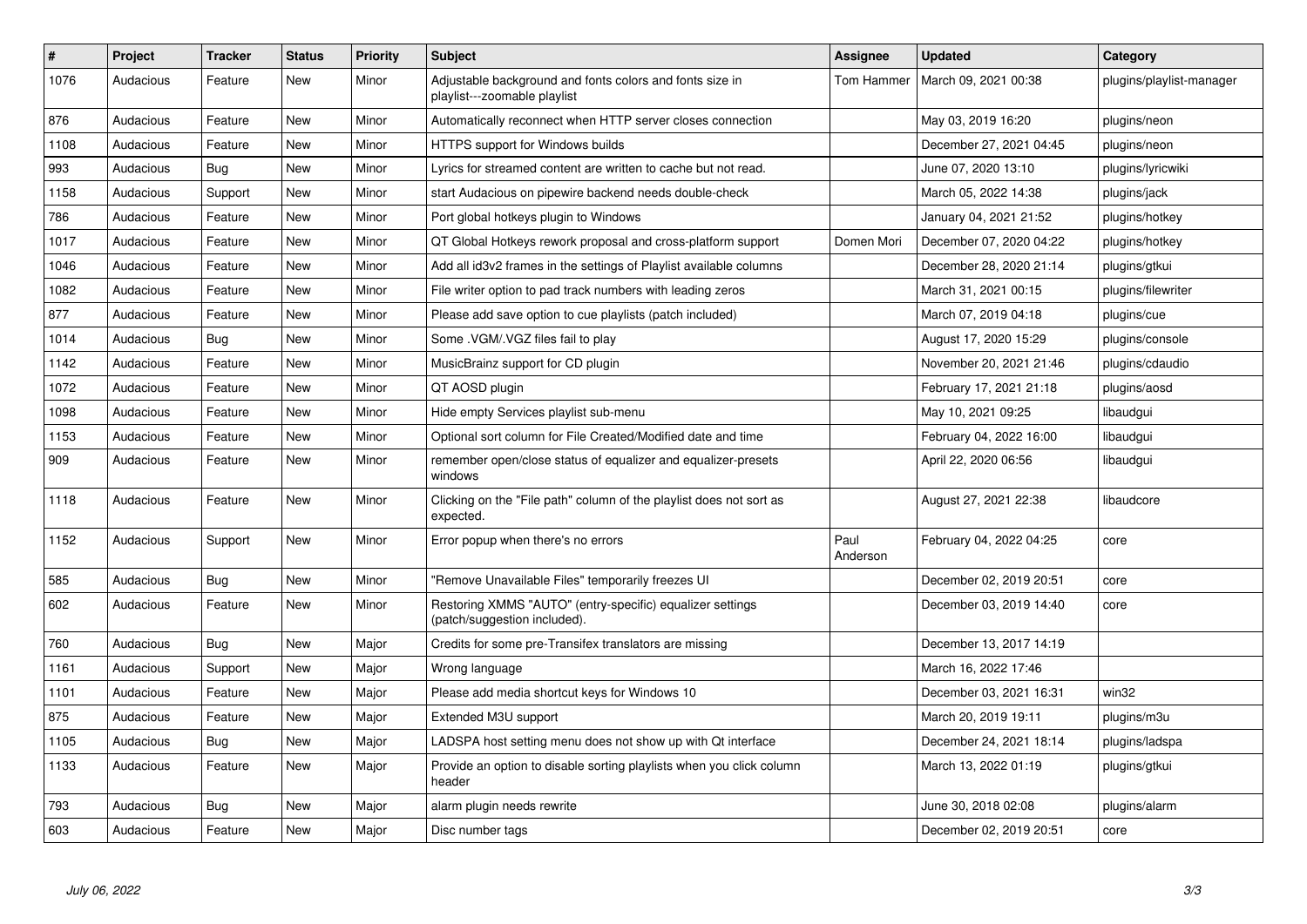| # | Project | Tracker | Status | Priority | Subject | Assignee | Updated | Category |
|---|---|---|---|---|---|---|---|---|
| 1076 | Audacious | Feature | New | Minor | Adjustable background and fonts colors and fonts size in playlist---zoomable playlist | Tom Hammer | March 09, 2021 00:38 | plugins/playlist-manager |
| 876 | Audacious | Feature | New | Minor | Automatically reconnect when HTTP server closes connection | | May 03, 2019 16:20 | plugins/neon |
| 1108 | Audacious | Feature | New | Minor | HTTPS support for Windows builds | | December 27, 2021 04:45 | plugins/neon |
| 993 | Audacious | Bug | New | Minor | Lyrics for streamed content are written to cache but not read. | | June 07, 2020 13:10 | plugins/lyricwiki |
| 1158 | Audacious | Support | New | Minor | start Audacious on pipewire backend needs double-check | | March 05, 2022 14:38 | plugins/jack |
| 786 | Audacious | Feature | New | Minor | Port global hotkeys plugin to Windows | | January 04, 2021 21:52 | plugins/hotkey |
| 1017 | Audacious | Feature | New | Minor | QT Global Hotkeys rework proposal and cross-platform support | Domen Mori | December 07, 2020 04:22 | plugins/hotkey |
| 1046 | Audacious | Feature | New | Minor | Add all id3v2 frames in the settings of Playlist available columns | | December 28, 2020 21:14 | plugins/gtkui |
| 1082 | Audacious | Feature | New | Minor | File writer option to pad track numbers with leading zeros | | March 31, 2021 00:15 | plugins/filewriter |
| 877 | Audacious | Feature | New | Minor | Please add save option to cue playlists (patch included) | | March 07, 2019 04:18 | plugins/cue |
| 1014 | Audacious | Bug | New | Minor | Some .VGM/.VGZ files fail to play | | August 17, 2020 15:29 | plugins/console |
| 1142 | Audacious | Feature | New | Minor | MusicBrainz support for CD plugin | | November 20, 2021 21:46 | plugins/cdaudio |
| 1072 | Audacious | Feature | New | Minor | QT AOSD plugin | | February 17, 2021 21:18 | plugins/aosd |
| 1098 | Audacious | Feature | New | Minor | Hide empty Services playlist sub-menu | | May 10, 2021 09:25 | libaudgui |
| 1153 | Audacious | Feature | New | Minor | Optional sort column for File Created/Modified date and time | | February 04, 2022 16:00 | libaudgui |
| 909 | Audacious | Feature | New | Minor | remember open/close status of equalizer and equalizer-presets windows | | April 22, 2020 06:56 | libaudgui |
| 1118 | Audacious | Feature | New | Minor | Clicking on the "File path" column of the playlist does not sort as expected. | | August 27, 2021 22:38 | libaudcore |
| 1152 | Audacious | Support | New | Minor | Error popup when there's no errors | Paul Anderson | February 04, 2022 04:25 | core |
| 585 | Audacious | Bug | New | Minor | "Remove Unavailable Files" temporarily freezes UI | | December 02, 2019 20:51 | core |
| 602 | Audacious | Feature | New | Minor | Restoring XMMS "AUTO" (entry-specific) equalizer settings (patch/suggestion included). | | December 03, 2019 14:40 | core |
| 760 | Audacious | Bug | New | Major | Credits for some pre-Transifex translators are missing | | December 13, 2017 14:19 | |
| 1161 | Audacious | Support | New | Major | Wrong language | | March 16, 2022 17:46 | |
| 1101 | Audacious | Feature | New | Major | Please add media shortcut keys for Windows 10 | | December 03, 2021 16:31 | win32 |
| 875 | Audacious | Feature | New | Major | Extended M3U support | | March 20, 2019 19:11 | plugins/m3u |
| 1105 | Audacious | Bug | New | Major | LADSPA host setting menu does not show up with Qt interface | | December 24, 2021 18:14 | plugins/ladspa |
| 1133 | Audacious | Feature | New | Major | Provide an option to disable sorting playlists when you click column header | | March 13, 2022 01:19 | plugins/gtkui |
| 793 | Audacious | Bug | New | Major | alarm plugin needs rewrite | | June 30, 2018 02:08 | plugins/alarm |
| 603 | Audacious | Feature | New | Major | Disc number tags | | December 02, 2019 20:51 | core |